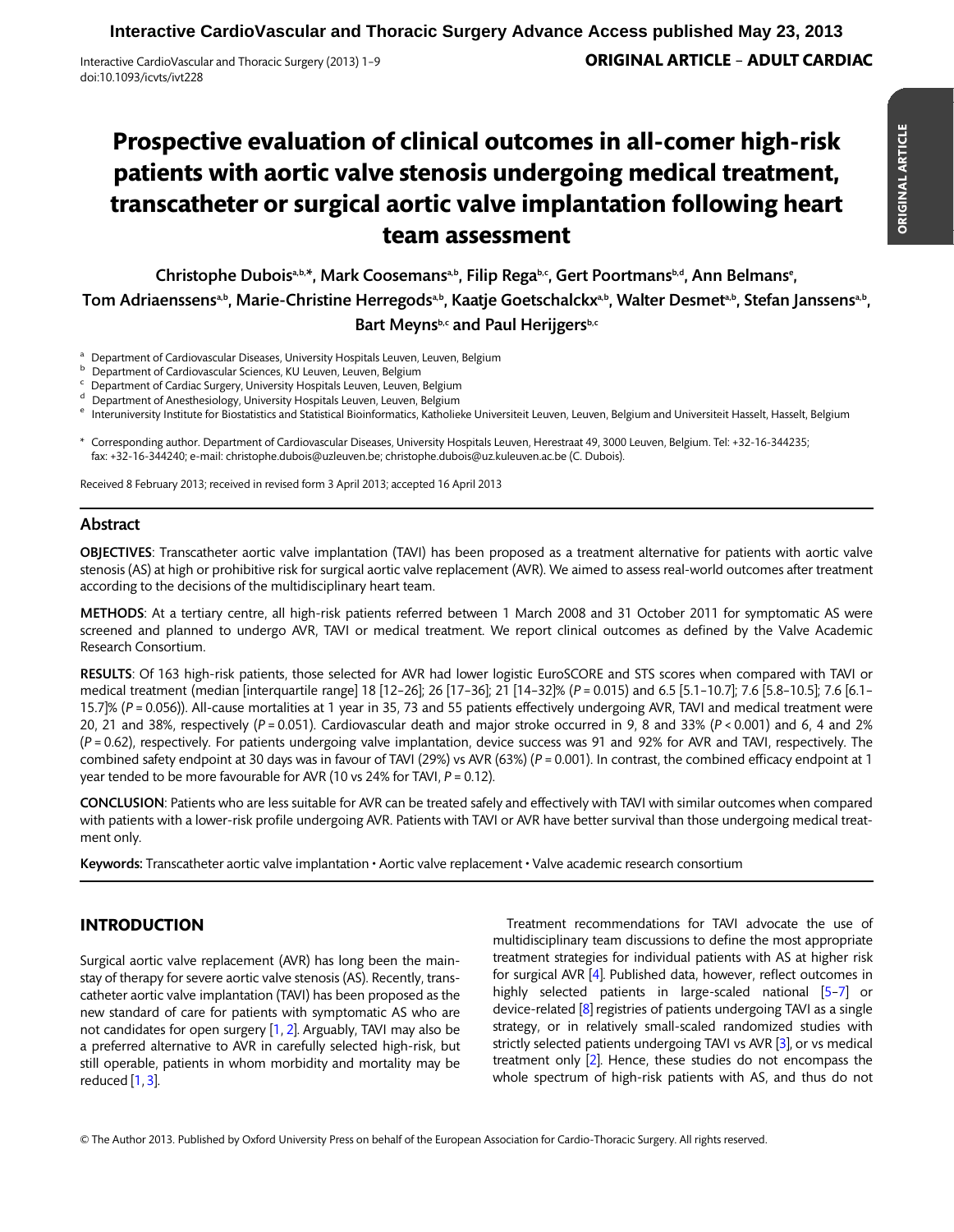# Prospective evaluation of clinical outcomes in all-comer high-risk patients with aortic valve stenosis undergoing medical treatment, transcatheter or surgical aortic valve implantation following heart team assessment

**Christophe Dubois[a,b,*], Mark Coosemans[a,b], Filip Rega[b,c], Gert Poortmans[b,d], Ann Belmans[e], Tom Adriaenssens[a,b], Marie-Christine Herregods[a,b], Kaatje Goetschalckx[a,b], Walter Desmet[a,b], Stefan Janssens[a,b], Bart Meyns[b,c] and Paul Herijgers[b,c]**

[a] Department of Cardiovascular Diseases, University Hospitals Leuven, Leuven, Belgium
[b] Department of Cardiovascular Sciences, KU Leuven, Leuven, Belgium
[c] Department of Cardiac Surgery, University Hospitals Leuven, Leuven, Belgium
[d] Department of Anesthesiology, University Hospitals Leuven, Leuven, Belgium
[e] Interuniversity Institute for Biostatistics and Statistical Bioinformatics, Katholieke Universiteit Leuven, Leuven, Belgium and Universiteit Hasselt, Hasselt, Belgium

* Corresponding author. Department of Cardiovascular Diseases, University Hospitals Leuven, Herestraat 49, 3000 Leuven, Belgium. Tel: +32-16-344235; fax: +32-16-344240; e-mail: christophe.dubois@uzleuven.be; christophe.dubois@uz.kuleuven.ac.be (C. Dubois).

Received 8 February 2013; received in revised form 3 April 2013; accepted 16 April 2013

## Abstract

**OBJECTIVES**: Transcatheter aortic valve implantation (TAVI) has been proposed as a treatment alternative for patients with aortic valve stenosis (AS) at high or prohibitive risk for surgical aortic valve replacement (AVR). We aimed to assess real-world outcomes after treatment according to the decisions of the multidisciplinary heart team.

**METHODS**: At a tertiary centre, all high-risk patients referred between 1 March 2008 and 31 October 2011 for symptomatic AS were screened and planned to undergo AVR, TAVI or medical treatment. We report clinical outcomes as defined by the Valve Academic Research Consortium.

**RESULTS**: Of 163 high-risk patients, those selected for AVR had lower logistic EuroSCORE and STS scores when compared with TAVI or medical treatment (median [interquartile range] 18 [12–26]; 26 [17–36]; 21 [14–32]% ($P = 0.015$) and 6.5 [5.1–10.7]; 7.6 [5.8–10.5]; 7.6 [6.1–15.7]% ($P = 0.056$)). All-cause mortalities at 1 year in 35, 73 and 55 patients effectively undergoing AVR, TAVI and medical treatment were 20, 21 and 38%, respectively ($P = 0.051$). Cardiovascular death and major stroke occurred in 9, 8 and 33% ($P < 0.001$) and 6, 4 and 2% ($P = 0.62$), respectively. For patients undergoing valve implantation, device success was 91 and 92% for AVR and TAVI, respectively. The combined safety endpoint at 30 days was in favour of TAVI (29%) vs AVR (63%) ($P = 0.001$). In contrast, the combined efficacy endpoint at 1 year tended to be more favourable for AVR (10 vs 24% for TAVI, $P = 0.12$).

**CONCLUSION**: Patients who are less suitable for AVR can be treated safely and effectively with TAVI with similar outcomes when compared with patients with a lower-risk profile undergoing AVR. Patients with TAVI or AVR have better survival than those undergoing medical treatment only.

**Keywords:** Transcatheter aortic valve implantation • Aortic valve replacement • Valve academic research consortium

## INTRODUCTION

Surgical aortic valve replacement (AVR) has long been the mainstay of therapy for severe aortic valve stenosis (AS). Recently, transcatheter aortic valve implantation (TAVI) has been proposed as the new standard of care for patients with symptomatic AS who are not candidates for open surgery [1, 2]. Arguably, TAVI may also be a preferred alternative to AVR in carefully selected high-risk, but still operable, patients in whom morbidity and mortality may be reduced [1, 3].

Treatment recommendations for TAVI advocate the use of multidisciplinary team discussions to define the most appropriate treatment strategies for individual patients with AS at higher risk for surgical AVR [4]. Published data, however, reflect outcomes in highly selected patients in large-scaled national [5–7] or device-related [8] registries of patients undergoing TAVI as a single strategy, or in relatively small-scaled randomized studies with strictly selected patients undergoing TAVI vs AVR [3], or vs medical treatment only [2]. Hence, these studies do not encompass the whole spectrum of high-risk patients with AS, and thus do not

© The Author 2013. Published by Oxford University Press on behalf of the European Association for Cardio-Thoracic Surgery. All rights reserved.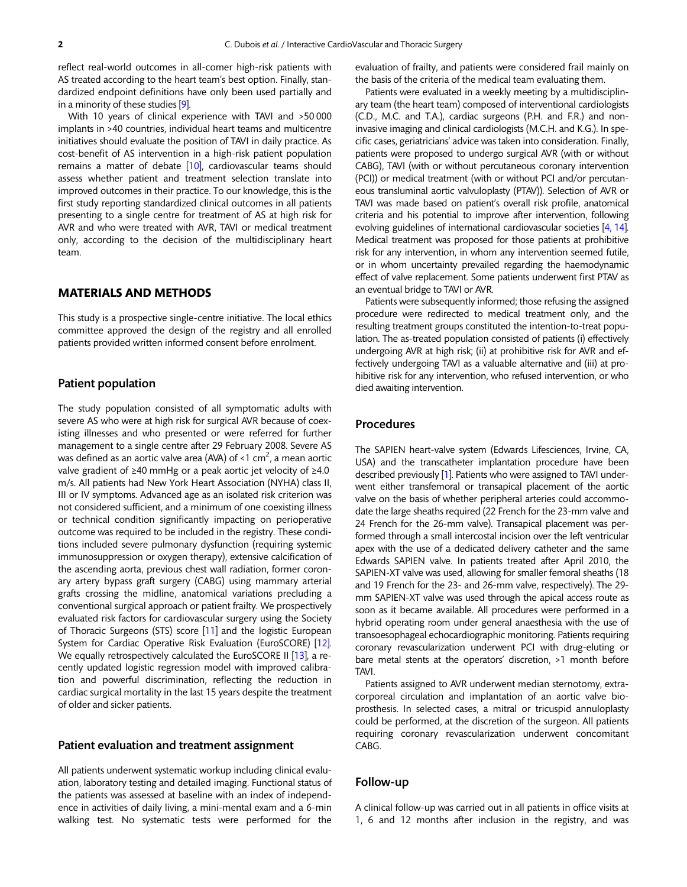reflect real-world outcomes in all-comer high-risk patients with AS treated according to the heart team's best option. Finally, standardized endpoint definitions have only been used partially and in a minority of these studies [9].

With 10 years of clinical experience with TAVI and >50 000 implants in >40 countries, individual heart teams and multicentre initiatives should evaluate the position of TAVI in daily practice. As cost-benefit of AS intervention in a high-risk patient population remains a matter of debate [10], cardiovascular teams should assess whether patient and treatment selection translate into improved outcomes in their practice. To our knowledge, this is the first study reporting standardized clinical outcomes in all patients presenting to a single centre for treatment of AS at high risk for AVR and who were treated with AVR, TAVI or medical treatment only, according to the decision of the multidisciplinary heart team.

## MATERIALS AND METHODS

This study is a prospective single-centre initiative. The local ethics committee approved the design of the registry and all enrolled patients provided written informed consent before enrolment.

### Patient population

The study population consisted of all symptomatic adults with severe AS who were at high risk for surgical AVR because of coexisting illnesses and who presented or were referred for further management to a single centre after 29 February 2008. Severe AS was defined as an aortic valve area (AVA) of <1 $cm^2$, a mean aortic valve gradient of ≥40 mmHg or a peak aortic jet velocity of ≥4.0 m/s. All patients had New York Heart Association (NYHA) class II, III or IV symptoms. Advanced age as an isolated risk criterion was not considered sufficient, and a minimum of one coexisting illness or technical condition significantly impacting on perioperative outcome was required to be included in the registry. These conditions included severe pulmonary dysfunction (requiring systemic immunosuppression or oxygen therapy), extensive calcification of the ascending aorta, previous chest wall radiation, former coronary artery bypass graft surgery (CABG) using mammary arterial grafts crossing the midline, anatomical variations precluding a conventional surgical approach or patient frailty. We prospectively evaluated risk factors for cardiovascular surgery using the Society of Thoracic Surgeons (STS) score [11] and the logistic European System for Cardiac Operative Risk Evaluation (EuroSCORE) [12]. We equally retrospectively calculated the EuroSCORE II [13], a recently updated logistic regression model with improved calibration and powerful discrimination, reflecting the reduction in cardiac surgical mortality in the last 15 years despite the treatment of older and sicker patients.

### Patient evaluation and treatment assignment

All patients underwent systematic workup including clinical evaluation, laboratory testing and detailed imaging. Functional status of the patients was assessed at baseline with an index of independence in activities of daily living, a mini-mental exam and a 6-min walking test. No systematic tests were performed for the evaluation of frailty, and patients were considered frail mainly on the basis of the criteria of the medical team evaluating them.

Patients were evaluated in a weekly meeting by a multidisciplinary team (the heart team) composed of interventional cardiologists (C.D., M.C. and T.A.), cardiac surgeons (P.H. and F.R.) and non-invasive imaging and clinical cardiologists (M.C.H. and K.G.). In specific cases, geriatricians' advice was taken into consideration. Finally, patients were proposed to undergo surgical AVR (with or without CABG), TAVI (with or without percutaneous coronary intervention (PCI)) or medical treatment (with or without PCI and/or percutaneous transluminal aortic valvuloplasty (PTAV)). Selection of AVR or TAVI was made based on patient's overall risk profile, anatomical criteria and his potential to improve after intervention, following evolving guidelines of international cardiovascular societies [4, 14]. Medical treatment was proposed for those patients at prohibitive risk for any intervention, in whom any intervention seemed futile, or in whom uncertainty prevailed regarding the haemodynamic effect of valve replacement. Some patients underwent first PTAV as an eventual bridge to TAVI or AVR.

Patients were subsequently informed; those refusing the assigned procedure were redirected to medical treatment only, and the resulting treatment groups constituted the intention-to-treat population. The as-treated population consisted of patients (i) effectively undergoing AVR at high risk; (ii) at prohibitive risk for AVR and effectively undergoing TAVI as a valuable alternative and (iii) at prohibitive risk for any intervention, who refused intervention, or who died awaiting intervention.

### Procedures

The SAPIEN heart-valve system (Edwards Lifesciences, Irvine, CA, USA) and the transcatheter implantation procedure have been described previously [1]. Patients who were assigned to TAVI underwent either transfemoral or transapical placement of the aortic valve on the basis of whether peripheral arteries could accommodate the large sheaths required (22 French for the 23-mm valve and 24 French for the 26-mm valve). Transapical placement was performed through a small intercostal incision over the left ventricular apex with the use of a dedicated delivery catheter and the same Edwards SAPIEN valve. In patients treated after April 2010, the SAPIEN-XT valve was used, allowing for smaller femoral sheaths (18 and 19 French for the 23- and 26-mm valve, respectively). The 29-mm SAPIEN-XT valve was used through the apical access route as soon as it became available. All procedures were performed in a hybrid operating room under general anaesthesia with the use of transoesophageal echocardiographic monitoring. Patients requiring coronary revascularization underwent PCI with drug-eluting or bare metal stents at the operators' discretion, >1 month before TAVI.

Patients assigned to AVR underwent median sternotomy, extracorporeal circulation and implantation of an aortic valve bioprosthesis. In selected cases, a mitral or tricuspid annuloplasty could be performed, at the discretion of the surgeon. All patients requiring coronary revascularization underwent concomitant CABG.

### Follow-up

A clinical follow-up was carried out in all patients in office visits at 1, 6 and 12 months after inclusion in the registry, and was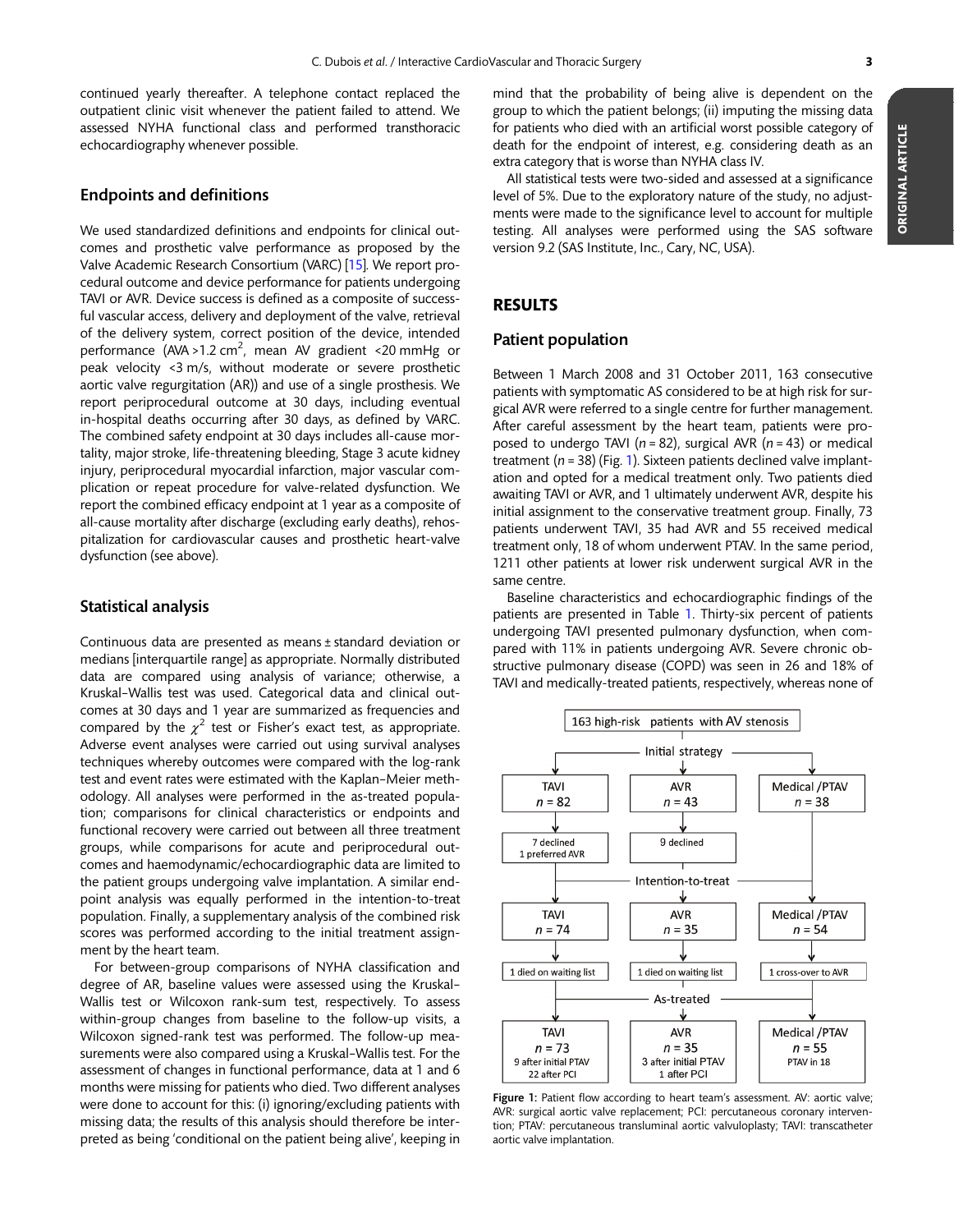continued yearly thereafter. A telephone contact replaced the outpatient clinic visit whenever the patient failed to attend. We assessed NYHA functional class and performed transthoracic echocardiography whenever possible.

## Endpoints and definitions

We used standardized definitions and endpoints for clinical outcomes and prosthetic valve performance as proposed by the Valve Academic Research Consortium (VARC) [15]. We report procedural outcome and device performance for patients undergoing TAVI or AVR. Device success is defined as a composite of successful vascular access, delivery and deployment of the valve, retrieval of the delivery system, correct position of the device, intended performance (AVA >1.2 $cm^2$, mean AV gradient <20 mmHg or peak velocity <3 m/s, without moderate or severe prosthetic aortic valve regurgitation (AR)) and use of a single prosthesis. We report periprocedural outcome at 30 days, including eventual in-hospital deaths occurring after 30 days, as defined by VARC. The combined safety endpoint at 30 days includes all-cause mortality, major stroke, life-threatening bleeding, Stage 3 acute kidney injury, periprocedural myocardial infarction, major vascular complication or repeat procedure for valve-related dysfunction. We report the combined efficacy endpoint at 1 year as a composite of all-cause mortality after discharge (excluding early deaths), rehospitalization for cardiovascular causes and prosthetic heart-valve dysfunction (see above).

## Statistical analysis

Continuous data are presented as means ± standard deviation or medians [interquartile range] as appropriate. Normally distributed data are compared using analysis of variance; otherwise, a Kruskal–Wallis test was used. Categorical data and clinical outcomes at 30 days and 1 year are summarized as frequencies and compared by the $\chi^2$ test or Fisher's exact test, as appropriate. Adverse event analyses were carried out using survival analyses techniques whereby outcomes were compared with the log-rank test and event rates were estimated with the Kaplan–Meier methodology. All analyses were performed in the as-treated population; comparisons for clinical characteristics or endpoints and functional recovery were carried out between all three treatment groups, while comparisons for acute and periprocedural outcomes and haemodynamic/echocardiographic data are limited to the patient groups undergoing valve implantation. A similar endpoint analysis was equally performed in the intention-to-treat population. Finally, a supplementary analysis of the combined risk scores was performed according to the initial treatment assignment by the heart team.

For between-group comparisons of NYHA classification and degree of AR, baseline values were assessed using the Kruskal–Wallis test or Wilcoxon rank-sum test, respectively. To assess within-group changes from baseline to the follow-up visits, a Wilcoxon signed-rank test was performed. The follow-up measurements were also compared using a Kruskal–Wallis test. For the assessment of changes in functional performance, data at 1 and 6 months were missing for patients who died. Two different analyses were done to account for this: (i) ignoring/excluding patients with missing data; the results of this analysis should therefore be interpreted as being 'conditional on the patient being alive', keeping in mind that the probability of being alive is dependent on the group to which the patient belongs; (ii) imputing the missing data for patients who died with an artificial worst possible category of death for the endpoint of interest, e.g. considering death as an extra category that is worse than NYHA class IV.

All statistical tests were two-sided and assessed at a significance level of 5%. Due to the exploratory nature of the study, no adjustments were made to the significance level to account for multiple testing. All analyses were performed using the SAS software version 9.2 (SAS Institute, Inc., Cary, NC, USA).

# RESULTS

## Patient population

Between 1 March 2008 and 31 October 2011, 163 consecutive patients with symptomatic AS considered to be at high risk for surgical AVR were referred to a single centre for further management. After careful assessment by the heart team, patients were proposed to undergo TAVI ($n$ = 82), surgical AVR ($n$ = 43) or medical treatment ($n$ = 38) (Fig. 1). Sixteen patients declined valve implantation and opted for a medical treatment only. Two patients died awaiting TAVI or AVR, and 1 ultimately underwent AVR, despite his initial assignment to the conservative treatment group. Finally, 73 patients underwent TAVI, 35 had AVR and 55 received medical treatment only, 18 of whom underwent PTAV. In the same period, 1211 other patients at lower risk underwent surgical AVR in the same centre.

Baseline characteristics and echocardiographic findings of the patients are presented in Table 1. Thirty-six percent of patients undergoing TAVI presented pulmonary dysfunction, when compared with 11% in patients undergoing AVR. Severe chronic obstructive pulmonary disease (COPD) was seen in 26 and 18% of TAVI and medically-treated patients, respectively, whereas none of

163 high-risk patients with AV stenosis

Initial strategy

| TAVI | AVR | Medical /PTAV |
|---|---|---|
| $n$ = 82 | $n$ = 43 | $n$ = 38 |
| 7 declined, 1 preferred AVR | 9 declined | |

Intention-to-treat

| TAVI | AVR | Medical /PTAV |
|---|---|---|
| $n$ = 74 | $n$ = 35 | $n$ = 54 |
| 1 died on waiting list | 1 died on waiting list | 1 cross-over to AVR |

As-treated

| TAVI | AVR | Medical /PTAV |
|---|---|---|
| $n$ = 73 | $n$ = 35 | $n$ = 55 |
| 9 after initial PTAV, 22 after PCI | 3 after initial PTAV, 1 after PCI | PTAV in 18 |

**Figure 1:** Patient flow according to heart team's assessment. AV: aortic valve; AVR: surgical aortic valve replacement; PCI: percutaneous coronary intervention; PTAV: percutaneous transluminal aortic valvuloplasty; TAVI: transcatheter aortic valve implantation.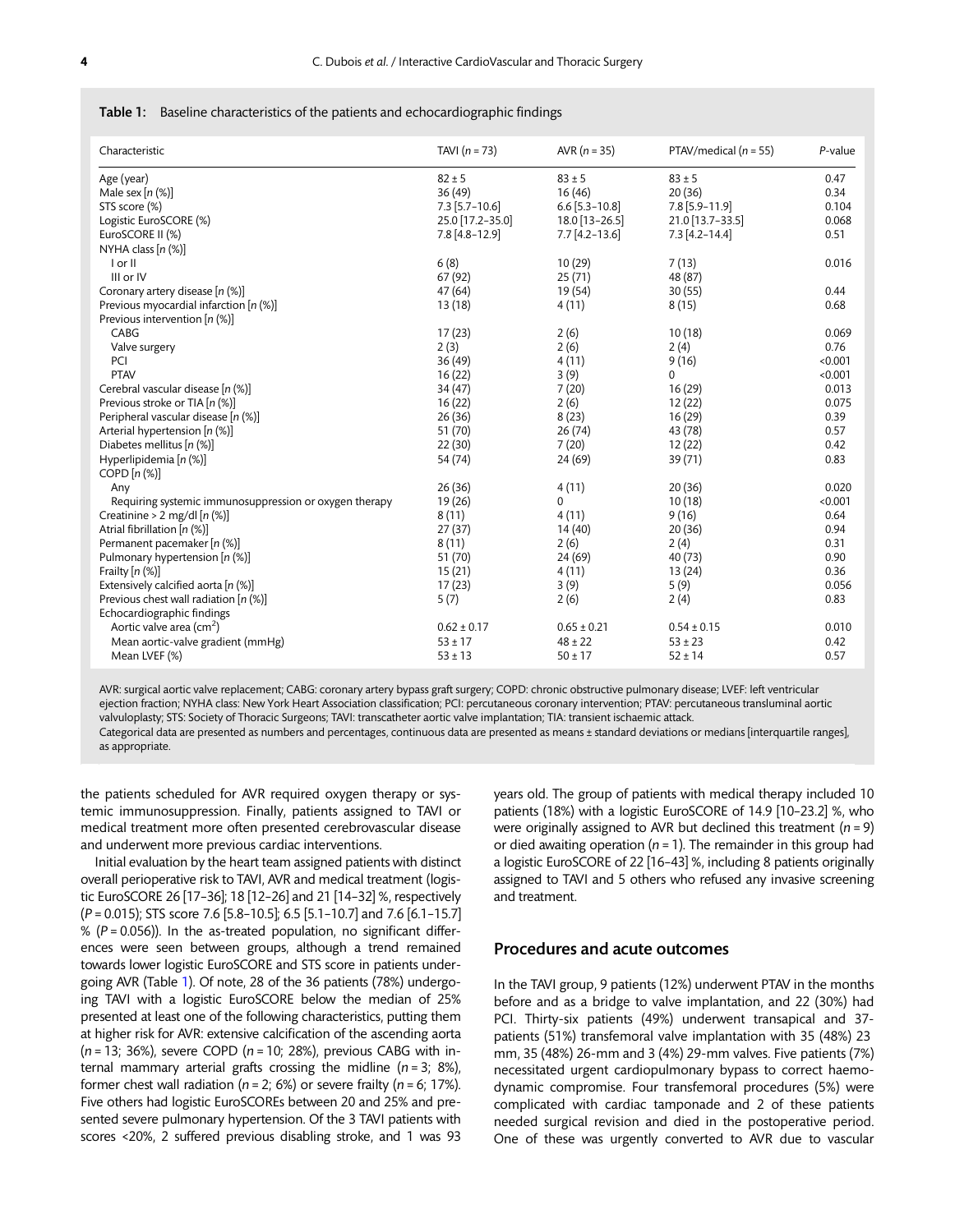**Table 1:** Baseline characteristics of the patients and echocardiographic findings

| Characteristic | TAVI (*n* = 73) | AVR (*n* = 35) | PTAV/medical (*n* = 55) | *P*-value |
|---|---|---|---|---|
| Age (year) | 82 ± 5 | 83 ± 5 | 83 ± 5 | 0.47 |
| Male sex [*n* (%)] | 36 (49) | 16 (46) | 20 (36) | 0.34 |
| STS score (%) | 7.3 [5.7–10.6] | 6.6 [5.3–10.8] | 7.8 [5.9–11.9] | 0.104 |
| Logistic EuroSCORE (%) | 25.0 [17.2–35.0] | 18.0 [13–26.5] | 21.0 [13.7–33.5] | 0.068 |
| EuroSCORE II (%) | 7.8 [4.8–12.9] | 7.7 [4.2–13.6] | 7.3 [4.2–14.4] | 0.51 |
| NYHA class [*n* (%)] | | | | |
| I or II | 6 (8) | 10 (29) | 7 (13) | 0.016 |
| III or IV | 67 (92) | 25 (71) | 48 (87) | |
| Coronary artery disease [*n* (%)] | 47 (64) | 19 (54) | 30 (55) | 0.44 |
| Previous myocardial infarction [*n* (%)] | 13 (18) | 4 (11) | 8 (15) | 0.68 |
| Previous intervention [*n* (%)] | | | | |
| CABG | 17 (23) | 2 (6) | 10 (18) | 0.069 |
| Valve surgery | 2 (3) | 2 (6) | 2 (4) | 0.76 |
| PCI | 36 (49) | 4 (11) | 9 (16) | <0.001 |
| PTAV | 16 (22) | 3 (9) | 0 | <0.001 |
| Cerebral vascular disease [*n* (%)] | 34 (47) | 7 (20) | 16 (29) | 0.013 |
| Previous stroke or TIA [*n* (%)] | 16 (22) | 2 (6) | 12 (22) | 0.075 |
| Peripheral vascular disease [*n* (%)] | 26 (36) | 8 (23) | 16 (29) | 0.39 |
| Arterial hypertension [*n* (%)] | 51 (70) | 26 (74) | 43 (78) | 0.57 |
| Diabetes mellitus [*n* (%)] | 22 (30) | 7 (20) | 12 (22) | 0.42 |
| Hyperlipidemia [*n* (%)] | 54 (74) | 24 (69) | 39 (71) | 0.83 |
| COPD [*n* (%)] | | | | |
| Any | 26 (36) | 4 (11) | 20 (36) | 0.020 |
| Requiring systemic immunosuppression or oxygen therapy | 19 (26) | 0 | 10 (18) | <0.001 |
| Creatinine > 2 mg/dl [*n* (%)] | 8 (11) | 4 (11) | 9 (16) | 0.64 |
| Atrial fibrillation [*n* (%)] | 27 (37) | 14 (40) | 20 (36) | 0.94 |
| Permanent pacemaker [*n* (%)] | 8 (11) | 2 (6) | 2 (4) | 0.31 |
| Pulmonary hypertension [*n* (%)] | 51 (70) | 24 (69) | 40 (73) | 0.90 |
| Frailty [*n* (%)] | 15 (21) | 4 (11) | 13 (24) | 0.36 |
| Extensively calcified aorta [*n* (%)] | 17 (23) | 3 (9) | 5 (9) | 0.056 |
| Previous chest wall radiation [*n* (%)] | 5 (7) | 2 (6) | 2 (4) | 0.83 |
| Echocardiographic findings | | | | |
| Aortic valve area ($cm^2$) | 0.62 ± 0.17 | 0.65 ± 0.21 | 0.54 ± 0.15 | 0.010 |
| Mean aortic-valve gradient (mmHg) | 53 ± 17 | 48 ± 22 | 53 ± 23 | 0.42 |
| Mean LVEF (%) | 53 ± 13 | 50 ± 17 | 52 ± 14 | 0.57 |

AVR: surgical aortic valve replacement; CABG: coronary artery bypass graft surgery; COPD: chronic obstructive pulmonary disease; LVEF: left ventricular ejection fraction; NYHA class: New York Heart Association classification; PCI: percutaneous coronary intervention; PTAV: percutaneous transluminal aortic valvuloplasty; STS: Society of Thoracic Surgeons; TAVI: transcatheter aortic valve implantation; TIA: transient ischaemic attack.
Categorical data are presented as numbers and percentages, continuous data are presented as means ± standard deviations or medians [interquartile ranges], as appropriate.

the patients scheduled for AVR required oxygen therapy or systemic immunosuppression. Finally, patients assigned to TAVI or medical treatment more often presented cerebrovascular disease and underwent more previous cardiac interventions.

Initial evaluation by the heart team assigned patients with distinct overall perioperative risk to TAVI, AVR and medical treatment (logistic EuroSCORE 26 [17–36]; 18 [12–26] and 21 [14–32] %, respectively (*P* = 0.015); STS score 7.6 [5.8–10.5]; 6.5 [5.1–10.7] and 7.6 [6.1–15.7] % (*P* = 0.056)). In the as-treated population, no significant differences were seen between groups, although a trend remained towards lower logistic EuroSCORE and STS score in patients undergoing AVR (Table 1). Of note, 28 of the 36 patients (78%) undergoing TAVI with a logistic EuroSCORE below the median of 25% presented at least one of the following characteristics, putting them at higher risk for AVR: extensive calcification of the ascending aorta (*n* = 13; 36%), severe COPD (*n* = 10; 28%), previous CABG with internal mammary arterial grafts crossing the midline (*n* = 3; 8%), former chest wall radiation (*n* = 2; 6%) or severe frailty (*n* = 6; 17%). Five others had logistic EuroSCOREs between 20 and 25% and presented severe pulmonary hypertension. Of the 3 TAVI patients with scores <20%, 2 suffered previous disabling stroke, and 1 was 93 years old. The group of patients with medical therapy included 10 patients (18%) with a logistic EuroSCORE of 14.9 [10–23.2] %, who were originally assigned to AVR but declined this treatment (*n* = 9) or died awaiting operation (*n* = 1). The remainder in this group had a logistic EuroSCORE of 22 [16–43] %, including 8 patients originally assigned to TAVI and 5 others who refused any invasive screening and treatment.

## Procedures and acute outcomes

In the TAVI group, 9 patients (12%) underwent PTAV in the months before and as a bridge to valve implantation, and 22 (30%) had PCI. Thirty-six patients (49%) underwent transapical and 37-patients (51%) transfemoral valve implantation with 35 (48%) 23 mm, 35 (48%) 26-mm and 3 (4%) 29-mm valves. Five patients (7%) necessitated urgent cardiopulmonary bypass to correct haemodynamic compromise. Four transfemoral procedures (5%) were complicated with cardiac tamponade and 2 of these patients needed surgical revision and died in the postoperative period. One of these was urgently converted to AVR due to vascular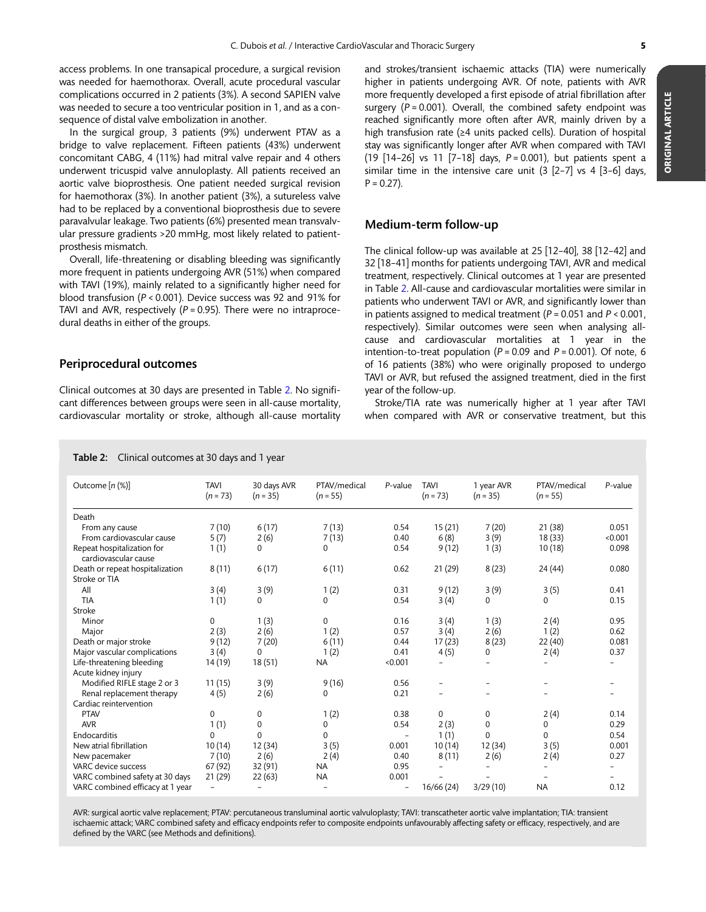access problems. In one transapical procedure, a surgical revision was needed for haemothorax. Overall, acute procedural vascular complications occurred in 2 patients (3%). A second SAPIEN valve was needed to secure a too ventricular position in 1, and as a consequence of distal valve embolization in another.

In the surgical group, 3 patients (9%) underwent PTAV as a bridge to valve replacement. Fifteen patients (43%) underwent concomitant CABG, 4 (11%) had mitral valve repair and 4 others underwent tricuspid valve annuloplasty. All patients received an aortic valve bioprosthesis. One patient needed surgical revision for haemothorax (3%). In another patient (3%), a sutureless valve had to be replaced by a conventional bioprosthesis due to severe paravalvular leakage. Two patients (6%) presented mean transvalvular pressure gradients >20 mmHg, most likely related to patient-prosthesis mismatch.

Overall, life-threatening or disabling bleeding was significantly more frequent in patients undergoing AVR (51%) when compared with TAVI (19%), mainly related to a significantly higher need for blood transfusion ($P < 0.001$). Device success was 92 and 91% for TAVI and AVR, respectively ($P = 0.95$). There were no intraprocedural deaths in either of the groups.

## Periprocedural outcomes

Clinical outcomes at 30 days are presented in Table 2. No significant differences between groups were seen in all-cause mortality, cardiovascular mortality or stroke, although all-cause mortality and strokes/transient ischaemic attacks (TIA) were numerically higher in patients undergoing AVR. Of note, patients with AVR more frequently developed a first episode of atrial fibrillation after surgery ($P = 0.001$). Overall, the combined safety endpoint was reached significantly more often after AVR, mainly driven by a high transfusion rate (≥4 units packed cells). Duration of hospital stay was significantly longer after AVR when compared with TAVI (19 [14–26] vs 11 [7–18] days, $P = 0.001$), but patients spent a similar time in the intensive care unit (3 [2–7] vs 4 [3–6] days, $P = 0.27$).

## Medium-term follow-up

The clinical follow-up was available at 25 [12–40], 38 [12–42] and 32 [18–41] months for patients undergoing TAVI, AVR and medical treatment, respectively. Clinical outcomes at 1 year are presented in Table 2. All-cause and cardiovascular mortalities were similar in patients who underwent TAVI or AVR, and significantly lower than in patients assigned to medical treatment ($P = 0.051$ and $P < 0.001$, respectively). Similar outcomes were seen when analysing all-cause and cardiovascular mortalities at 1 year in the intention-to-treat population ($P = 0.09$ and $P = 0.001$). Of note, 6 of 16 patients (38%) who were originally proposed to undergo TAVI or AVR, but refused the assigned treatment, died in the first year of the follow-up.

Stroke/TIA rate was numerically higher at 1 year after TAVI when compared with AVR or conservative treatment, but this

**Table 2:** Clinical outcomes at 30 days and 1 year

| Outcome [n (%)] | TAVI (n = 73) | 30 days AVR (n = 35) | PTAV/medical (n = 55) | P-value | TAVI (n = 73) | 1 year AVR (n = 35) | PTAV/medical (n = 55) | P-value |
|---|---|---|---|---|---|---|---|---|
| Death | | | | | | | | |
| From any cause | 7 (10) | 6 (17) | 7 (13) | 0.54 | 15 (21) | 7 (20) | 21 (38) | 0.051 |
| From cardiovascular cause | 5 (7) | 2 (6) | 7 (13) | 0.40 | 6 (8) | 3 (9) | 18 (33) | <0.001 |
| Repeat hospitalization for cardiovascular cause | 1 (1) | 0 | 0 | 0.54 | 9 (12) | 1 (3) | 10 (18) | 0.098 |
| Death or repeat hospitalization | 8 (11) | 6 (17) | 6 (11) | 0.62 | 21 (29) | 8 (23) | 24 (44) | 0.080 |
| Stroke or TIA | | | | | | | | |
| All | 3 (4) | 3 (9) | 1 (2) | 0.31 | 9 (12) | 3 (9) | 3 (5) | 0.41 |
| TIA | 1 (1) | 0 | 0 | 0.54 | 3 (4) | 0 | 0 | 0.15 |
| Stroke | | | | | | | | |
| Minor | 0 | 1 (3) | 0 | 0.16 | 3 (4) | 1 (3) | 2 (4) | 0.95 |
| Major | 2 (3) | 2 (6) | 1 (2) | 0.57 | 3 (4) | 2 (6) | 1 (2) | 0.62 |
| Death or major stroke | 9 (12) | 7 (20) | 6 (11) | 0.44 | 17 (23) | 8 (23) | 22 (40) | 0.081 |
| Major vascular complications | 3 (4) | 0 | 1 (2) | 0.41 | 4 (5) | 0 | 2 (4) | 0.37 |
| Life-threatening bleeding | 14 (19) | 18 (51) | NA | <0.001 | – | – | – | – |
| Acute kidney injury | | | | | | | | |
| Modified RIFLE stage 2 or 3 | 11 (15) | 3 (9) | 9 (16) | 0.56 | – | – | – | – |
| Renal replacement therapy | 4 (5) | 2 (6) | 0 | 0.21 | – | – | – | – |
| Cardiac reintervention | | | | | | | | |
| PTAV | 0 | 0 | 1 (2) | 0.38 | 0 | 0 | 2 (4) | 0.14 |
| AVR | 1 (1) | 0 | 0 | 0.54 | 2 (3) | 0 | 0 | 0.29 |
| Endocarditis | 0 | 0 | 0 | – | 1 (1) | 0 | 0 | 0.54 |
| New atrial fibrillation | 10 (14) | 12 (34) | 3 (5) | 0.001 | 10 (14) | 12 (34) | 3 (5) | 0.001 |
| New pacemaker | 7 (10) | 2 (6) | 2 (4) | 0.40 | 8 (11) | 2 (6) | 2 (4) | 0.27 |
| VARC device success | 67 (92) | 32 (91) | NA | 0.95 | – | – | – | – |
| VARC combined safety at 30 days | 21 (29) | 22 (63) | NA | 0.001 | – | – | – | – |
| VARC combined efficacy at 1 year | – | – | – | – | 16/66 (24) | 3/29 (10) | NA | 0.12 |

AVR: surgical aortic valve replacement; PTAV: percutaneous transluminal aortic valvuloplasty; TAVI: transcatheter aortic valve implantation; TIA: transient ischaemic attack; VARC combined safety and efficacy endpoints refer to composite endpoints unfavourably affecting safety or efficacy, respectively, and are defined by the VARC (see Methods and definitions).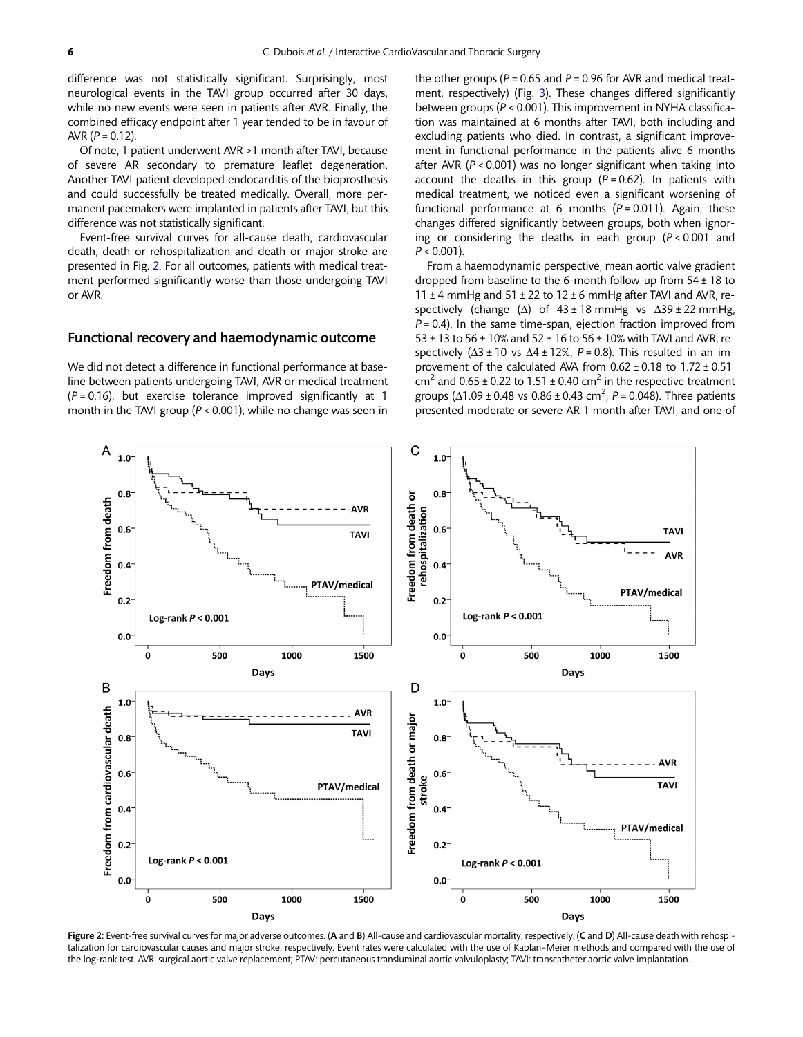difference was not statistically significant. Surprisingly, most neurological events in the TAVI group occurred after 30 days, while no new events were seen in patients after AVR. Finally, the combined efficacy endpoint after 1 year tended to be in favour of AVR ($P = 0.12$).

Of note, 1 patient underwent AVR >1 month after TAVI, because of severe AR secondary to premature leaflet degeneration. Another TAVI patient developed endocarditis of the bioprosthesis and could successfully be treated medically. Overall, more permanent pacemakers were implanted in patients after TAVI, but this difference was not statistically significant.

Event-free survival curves for all-cause death, cardiovascular death, death or rehospitalization and death or major stroke are presented in Fig. 2. For all outcomes, patients with medical treatment performed significantly worse than those undergoing TAVI or AVR.

## Functional recovery and haemodynamic outcome

We did not detect a difference in functional performance at baseline between patients undergoing TAVI, AVR or medical treatment ($P = 0.16$), but exercise tolerance improved significantly at 1 month in the TAVI group ($P < 0.001$), while no change was seen in the other groups ($P = 0.65$ and $P = 0.96$ for AVR and medical treatment, respectively) (Fig. 3). These changes differed significantly between groups ($P < 0.001$). This improvement in NYHA classification was maintained at 6 months after TAVI, both including and excluding patients who died. In contrast, a significant improvement in functional performance in the patients alive 6 months after AVR ($P < 0.001$) was no longer significant when taking into account the deaths in this group ($P = 0.62$). In patients with medical treatment, we noticed even a significant worsening of functional performance at 6 months ($P = 0.011$). Again, these changes differed significantly between groups, both when ignoring or considering the deaths in each group ($P < 0.001$ and $P < 0.001$).

From a haemodynamic perspective, mean aortic valve gradient dropped from baseline to the 6-month follow-up from 54 ± 18 to 11 ± 4 mmHg and 51 ± 22 to 12 ± 6 mmHg after TAVI and AVR, respectively (change (Δ) of 43 ± 18 mmHg vs Δ39 ± 22 mmHg, $P = 0.4$). In the same time-span, ejection fraction improved from 53 ± 13 to 56 ± 10% and 52 ± 16 to 56 ± 10% with TAVI and AVR, respectively (Δ3 ± 10 vs Δ4 ± 12%, $P = 0.8$). This resulted in an improvement of the calculated AVA from 0.62 ± 0.18 to 1.72 ± 0.51 $cm^2$ and 0.65 ± 0.22 to 1.51 ± 0.40 $cm^2$ in the respective treatment groups (Δ1.09 ± 0.48 vs 0.86 ± 0.43 $cm^2$, $P = 0.048$). Three patients presented moderate or severe AR 1 month after TAVI, and one of

**Figure 2:** Event-free survival curves for major adverse outcomes. (**A** and **B**) All-cause and cardiovascular mortality, respectively. (**C** and **D**) All-cause death with rehospitalization for cardiovascular causes and major stroke, respectively. Event rates were calculated with the use of Kaplan–Meier methods and compared with the use of the log-rank test. AVR: surgical aortic valve replacement; PTAV: percutaneous transluminal aortic valvuloplasty; TAVI: transcatheter aortic valve implantation.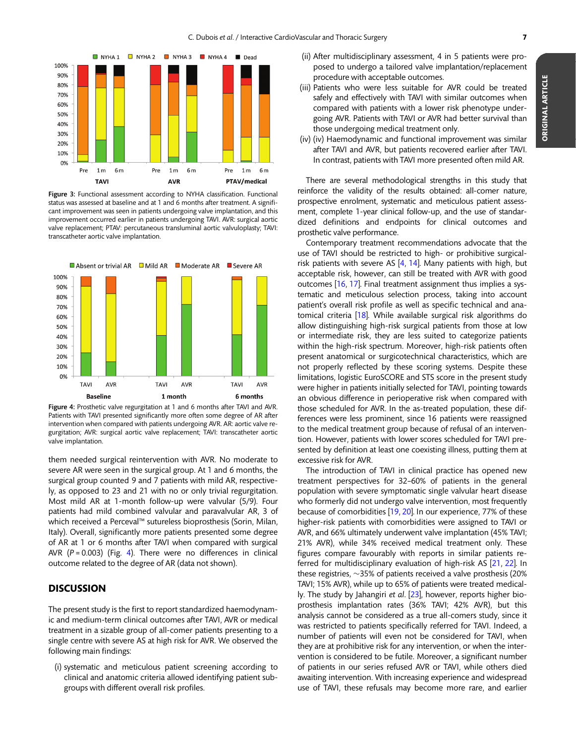Figure 3: Functional assessment according to NYHA classification. Functional status was assessed at baseline and at 1 and 6 months after treatment. A significant improvement was seen in patients undergoing valve implantation, and this improvement occurred earlier in patients undergoing TAVI. AVR: surgical aortic valve replacement; PTAV: percutaneous transluminal aortic valvuloplasty; TAVI: transcatheter aortic valve implantation.

Figure 4: Prosthetic valve regurgitation at 1 and 6 months after TAVI and AVR. Patients with TAVI presented significantly more often some degree of AR after intervention when compared with patients undergoing AVR. AR: aortic valve regurgitation; AVR: surgical aortic valve replacement; TAVI: transcatheter aortic valve implantation.

them needed surgical reintervention with AVR. No moderate to severe AR were seen in the surgical group. At 1 and 6 months, the surgical group counted 9 and 7 patients with mild AR, respectively, as opposed to 23 and 21 with no or only trivial regurgitation. Most mild AR at 1-month follow-up were valvular (5/9). Four patients had mild combined valvular and paravalvular AR, 3 of which received a Perceval™ sutureless bioprosthesis (Sorin, Milan, Italy). Overall, significantly more patients presented some degree of AR at 1 or 6 months after TAVI when compared with surgical AVR ($P = 0.003$) (Fig. 4). There were no differences in clinical outcome related to the degree of AR (data not shown).

## DISCUSSION

The present study is the first to report standardized haemodynamic and medium-term clinical outcomes after TAVI, AVR or medical treatment in a sizable group of all-comer patients presenting to a single centre with severe AS at high risk for AVR. We observed the following main findings:

(i) systematic and meticulous patient screening according to clinical and anatomic criteria allowed identifying patient subgroups with different overall risk profiles.

(ii) After multidisciplinary assessment, 4 in 5 patients were proposed to undergo a tailored valve implantation/replacement procedure with acceptable outcomes.

(iii) Patients who were less suitable for AVR could be treated safely and effectively with TAVI with similar outcomes when compared with patients with a lower risk phenotype undergoing AVR. Patients with TAVI or AVR had better survival than those undergoing medical treatment only.

(iv) (iv) Haemodynamic and functional improvement was similar after TAVI and AVR, but patients recovered earlier after TAVI. In contrast, patients with TAVI more presented often mild AR.

There are several methodological strengths in this study that reinforce the validity of the results obtained: all-comer nature, prospective enrolment, systematic and meticulous patient assessment, complete 1-year clinical follow-up, and the use of standardized definitions and endpoints for clinical outcomes and prosthetic valve performance.

Contemporary treatment recommendations advocate that the use of TAVI should be restricted to high- or prohibitive surgical-risk patients with severe AS [4, 14]. Many patients with high, but acceptable risk, however, can still be treated with AVR with good outcomes [16, 17]. Final treatment assignment thus implies a systematic and meticulous selection process, taking into account patient's overall risk profile as well as specific technical and anatomical criteria [18]. While available surgical risk algorithms do allow distinguishing high-risk surgical patients from those at low or intermediate risk, they are less suited to categorize patients within the high-risk spectrum. Moreover, high-risk patients often present anatomical or surgicotechnical characteristics, which are not properly reflected by these scoring systems. Despite these limitations, logistic EuroSCORE and STS score in the present study were higher in patients initially selected for TAVI, pointing towards an obvious difference in perioperative risk when compared with those scheduled for AVR. In the as-treated population, these differences were less prominent, since 16 patients were reassigned to the medical treatment group because of refusal of an intervention. However, patients with lower scores scheduled for TAVI presented by definition at least one coexisting illness, putting them at excessive risk for AVR.

The introduction of TAVI in clinical practice has opened new treatment perspectives for 32–60% of patients in the general population with severe symptomatic single valvular heart disease who formerly did not undergo valve intervention, most frequently because of comorbidities [19, 20]. In our experience, 77% of these higher-risk patients with comorbidities were assigned to TAVI or AVR, and 66% ultimately underwent valve implantation (45% TAVI; 21% AVR), while 34% received medical treatment only. These figures compare favourably with reports in similar patients referred for multidisciplinary evaluation of high-risk AS [21, 22]. In these registries, ~35% of patients received a valve prosthesis (20% TAVI; 15% AVR), while up to 65% of patients were treated medically. The study by Jahangiri *et al*. [23], however, reports higher bioprosthesis implantation rates (36% TAVI; 42% AVR), but this analysis cannot be considered as a true all-comers study, since it was restricted to patients specifically referred for TAVI. Indeed, a number of patients will even not be considered for TAVI, when they are at prohibitive risk for any intervention, or when the intervention is considered to be futile. Moreover, a significant number of patients in our series refused AVR or TAVI, while others died awaiting intervention. With increasing experience and widespread use of TAVI, these refusals may become more rare, and earlier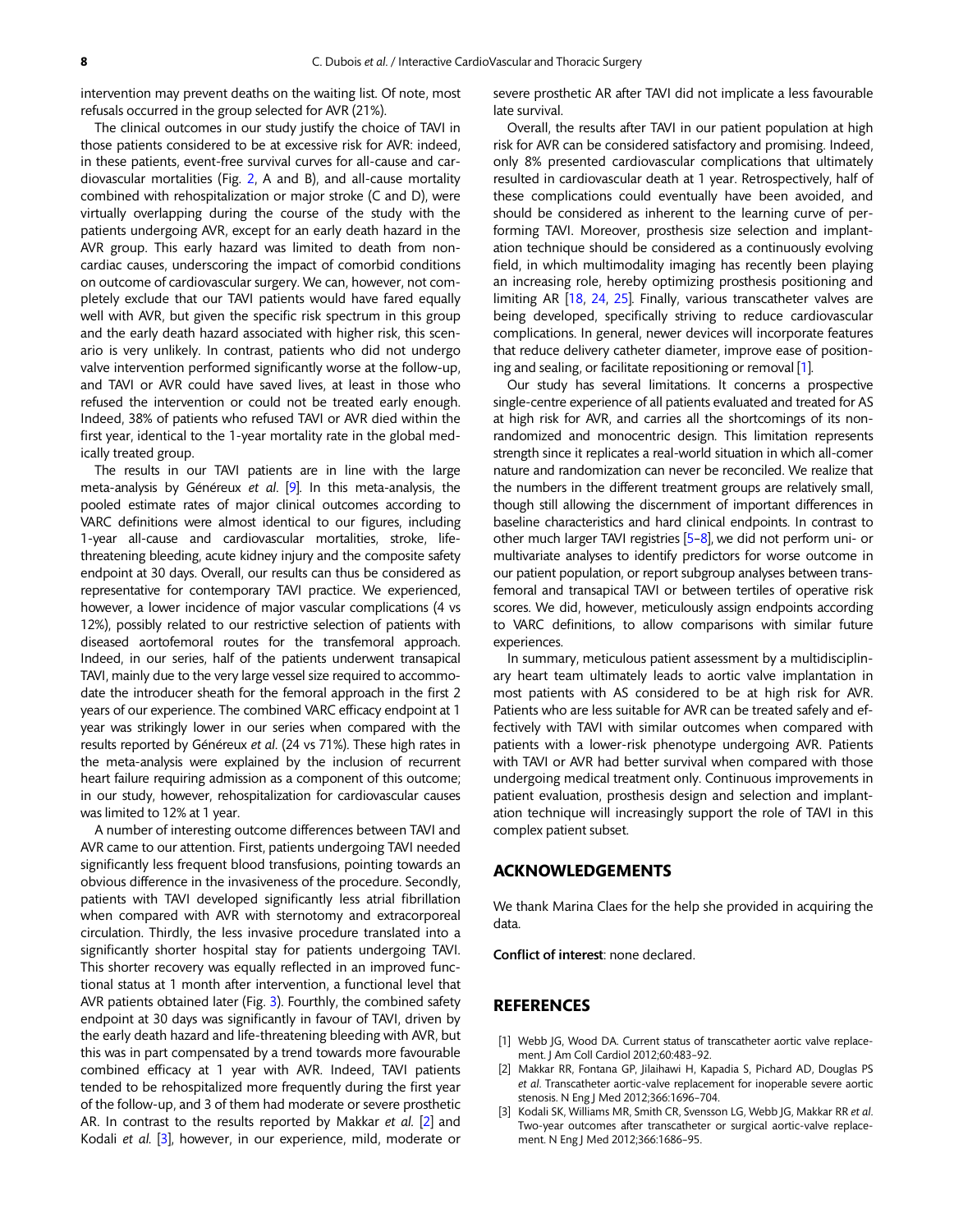intervention may prevent deaths on the waiting list. Of note, most refusals occurred in the group selected for AVR (21%).

The clinical outcomes in our study justify the choice of TAVI in those patients considered to be at excessive risk for AVR: indeed, in these patients, event-free survival curves for all-cause and cardiovascular mortalities (Fig. 2, A and B), and all-cause mortality combined with rehospitalization or major stroke (C and D), were virtually overlapping during the course of the study with the patients undergoing AVR, except for an early death hazard in the AVR group. This early hazard was limited to death from non-cardiac causes, underscoring the impact of comorbid conditions on outcome of cardiovascular surgery. We can, however, not completely exclude that our TAVI patients would have fared equally well with AVR, but given the specific risk spectrum in this group and the early death hazard associated with higher risk, this scenario is very unlikely. In contrast, patients who did not undergo valve intervention performed significantly worse at the follow-up, and TAVI or AVR could have saved lives, at least in those who refused the intervention or could not be treated early enough. Indeed, 38% of patients who refused TAVI or AVR died within the first year, identical to the 1-year mortality rate in the global medically treated group.

The results in our TAVI patients are in line with the large meta-analysis by Généreux *et al*. [9]. In this meta-analysis, the pooled estimate rates of major clinical outcomes according to VARC definitions were almost identical to our figures, including 1-year all-cause and cardiovascular mortalities, stroke, life-threatening bleeding, acute kidney injury and the composite safety endpoint at 30 days. Overall, our results can thus be considered as representative for contemporary TAVI practice. We experienced, however, a lower incidence of major vascular complications (4 vs 12%), possibly related to our restrictive selection of patients with diseased aortofemoral routes for the transfemoral approach. Indeed, in our series, half of the patients underwent transapical TAVI, mainly due to the very large vessel size required to accommodate the introducer sheath for the femoral approach in the first 2 years of our experience. The combined VARC efficacy endpoint at 1 year was strikingly lower in our series when compared with the results reported by Généreux *et al*. (24 vs 71%). These high rates in the meta-analysis were explained by the inclusion of recurrent heart failure requiring admission as a component of this outcome; in our study, however, rehospitalization for cardiovascular causes was limited to 12% at 1 year.

A number of interesting outcome differences between TAVI and AVR came to our attention. First, patients undergoing TAVI needed significantly less frequent blood transfusions, pointing towards an obvious difference in the invasiveness of the procedure. Secondly, patients with TAVI developed significantly less atrial fibrillation when compared with AVR with sternotomy and extracorporeal circulation. Thirdly, the less invasive procedure translated into a significantly shorter hospital stay for patients undergoing TAVI. This shorter recovery was equally reflected in an improved functional status at 1 month after intervention, a functional level that AVR patients obtained later (Fig. 3). Fourthly, the combined safety endpoint at 30 days was significantly in favour of TAVI, driven by the early death hazard and life-threatening bleeding with AVR, but this was in part compensated by a trend towards more favourable combined efficacy at 1 year with AVR. Indeed, TAVI patients tended to be rehospitalized more frequently during the first year of the follow-up, and 3 of them had moderate or severe prosthetic AR. In contrast to the results reported by Makkar *et al*. [2] and Kodali *et al*. [3], however, in our experience, mild, moderate or severe prosthetic AR after TAVI did not implicate a less favourable late survival.

Overall, the results after TAVI in our patient population at high risk for AVR can be considered satisfactory and promising. Indeed, only 8% presented cardiovascular complications that ultimately resulted in cardiovascular death at 1 year. Retrospectively, half of these complications could eventually have been avoided, and should be considered as inherent to the learning curve of performing TAVI. Moreover, prosthesis size selection and implantation technique should be considered as a continuously evolving field, in which multimodality imaging has recently been playing an increasing role, hereby optimizing prosthesis positioning and limiting AR [18, 24, 25]. Finally, various transcatheter valves are being developed, specifically striving to reduce cardiovascular complications. In general, newer devices will incorporate features that reduce delivery catheter diameter, improve ease of positioning and sealing, or facilitate repositioning or removal [1].

Our study has several limitations. It concerns a prospective single-centre experience of all patients evaluated and treated for AS at high risk for AVR, and carries all the shortcomings of its non-randomized and monocentric design. This limitation represents strength since it replicates a real-world situation in which all-comer nature and randomization can never be reconciled. We realize that the numbers in the different treatment groups are relatively small, though still allowing the discernment of important differences in baseline characteristics and hard clinical endpoints. In contrast to other much larger TAVI registries [5–8], we did not perform uni- or multivariate analyses to identify predictors for worse outcome in our patient population, or report subgroup analyses between transfemoral and transapical TAVI or between tertiles of operative risk scores. We did, however, meticulously assign endpoints according to VARC definitions, to allow comparisons with similar future experiences.

In summary, meticulous patient assessment by a multidisciplinary heart team ultimately leads to aortic valve implantation in most patients with AS considered to be at high risk for AVR. Patients who are less suitable for AVR can be treated safely and effectively with TAVI with similar outcomes when compared with patients with a lower-risk phenotype undergoing AVR. Patients with TAVI or AVR had better survival when compared with those undergoing medical treatment only. Continuous improvements in patient evaluation, prosthesis design and selection and implantation technique will increasingly support the role of TAVI in this complex patient subset.

## ACKNOWLEDGEMENTS

We thank Marina Claes for the help she provided in acquiring the data.

**Conflict of interest**: none declared.

## REFERENCES

[1] Webb JG, Wood DA. Current status of transcatheter aortic valve replacement. J Am Coll Cardiol 2012;60:483–92.

[2] Makkar RR, Fontana GP, Jilaihawi H, Kapadia S, Pichard AD, Douglas PS *et al*. Transcatheter aortic-valve replacement for inoperable severe aortic stenosis. N Eng J Med 2012;366:1696–704.

[3] Kodali SK, Williams MR, Smith CR, Svensson LG, Webb JG, Makkar RR *et al*. Two-year outcomes after transcatheter or surgical aortic-valve replacement. N Eng J Med 2012;366:1686–95.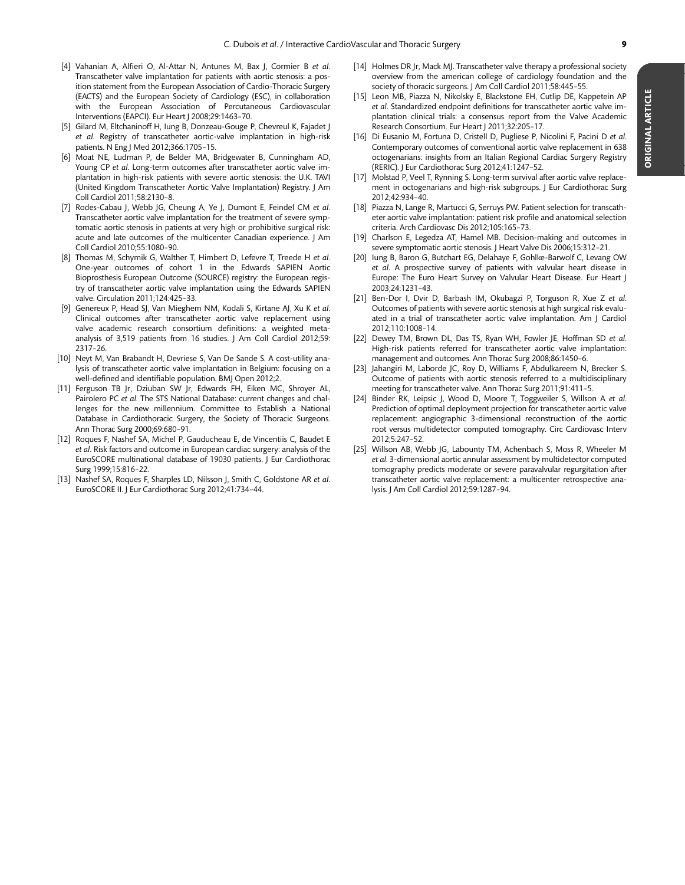[4] Vahanian A, Alfieri O, Al-Attar N, Antunes M, Bax J, Cormier B *et al*. Transcatheter valve implantation for patients with aortic stenosis: a position statement from the European Association of Cardio-Thoracic Surgery (EACTS) and the European Society of Cardiology (ESC), in collaboration with the European Association of Percutaneous Cardiovascular Interventions (EAPCI). Eur Heart J 2008;29:1463–70.

[5] Gilard M, Eltchaninoff H, Iung B, Donzeau-Gouge P, Chevreul K, Fajadet J *et al*. Registry of transcatheter aortic-valve implantation in high-risk patients. N Eng J Med 2012;366:1705–15.

[6] Moat NE, Ludman P, de Belder MA, Bridgewater B, Cunningham AD, Young CP *et al*. Long-term outcomes after transcatheter aortic valve implantation in high-risk patients with severe aortic stenosis: the U.K. TAVI (United Kingdom Transcatheter Aortic Valve Implantation) Registry. J Am Coll Cardiol 2011;58:2130–8.

[7] Rodes-Cabau J, Webb JG, Cheung A, Ye J, Dumont E, Feindel CM *et al*. Transcatheter aortic valve implantation for the treatment of severe symptomatic aortic stenosis in patients at very high or prohibitive surgical risk: acute and late outcomes of the multicenter Canadian experience. J Am Coll Cardiol 2010;55:1080–90.

[8] Thomas M, Schymik G, Walther T, Himbert D, Lefevre T, Treede H *et al*. One-year outcomes of cohort 1 in the Edwards SAPIEN Aortic Bioprosthesis European Outcome (SOURCE) registry: the European registry of transcatheter aortic valve implantation using the Edwards SAPIEN valve. Circulation 2011;124:425–33.

[9] Genereux P, Head SJ, Van Mieghem NM, Kodali S, Kirtane AJ, Xu K *et al*. Clinical outcomes after transcatheter aortic valve replacement using valve academic research consortium definitions: a weighted meta-analysis of 3,519 patients from 16 studies. J Am Coll Cardiol 2012;59: 2317–26.

[10] Neyt M, Van Brabandt H, Devriese S, Van De Sande S. A cost-utility analysis of transcatheter aortic valve implantation in Belgium: focusing on a well-defined and identifiable population. BMJ Open 2012;2.

[11] Ferguson TB Jr, Dziuban SW Jr, Edwards FH, Eiken MC, Shroyer AL, Pairolero PC *et al*. The STS National Database: current changes and challenges for the new millennium. Committee to Establish a National Database in Cardiothoracic Surgery, the Society of Thoracic Surgeons. Ann Thorac Surg 2000;69:680–91.

[12] Roques F, Nashef SA, Michel P, Gauducheau E, de Vincentiis C, Baudet E *et al*. Risk factors and outcome in European cardiac surgery: analysis of the EuroSCORE multinational database of 19030 patients. J Eur Cardiothorac Surg 1999;15:816–22.

[13] Nashef SA, Roques F, Sharples LD, Nilsson J, Smith C, Goldstone AR *et al*. EuroSCORE II. J Eur Cardiothorac Surg 2012;41:734–44.

[14] Holmes DR Jr, Mack MJ. Transcatheter valve therapy a professional society overview from the american college of cardiology foundation and the society of thoracic surgeons. J Am Coll Cardiol 2011;58:445–55.

[15] Leon MB, Piazza N, Nikolsky E, Blackstone EH, Cutlip DE, Kappetein AP *et al*. Standardized endpoint definitions for transcatheter aortic valve implantation clinical trials: a consensus report from the Valve Academic Research Consortium. Eur Heart J 2011;32:205–17.

[16] Di Eusanio M, Fortuna D, Cristell D, Pugliese P, Nicolini F, Pacini D *et al*. Contemporary outcomes of conventional aortic valve replacement in 638 octogenarians: insights from an Italian Regional Cardiac Surgery Registry (RERIC). J Eur Cardiothorac Surg 2012;41:1247–52.

[17] Molstad P, Veel T, Rynning S. Long-term survival after aortic valve replacement in octogenarians and high-risk subgroups. J Eur Cardiothorac Surg 2012;42:934–40.

[18] Piazza N, Lange R, Martucci G, Serruys PW. Patient selection for transcatheter aortic valve implantation: patient risk profile and anatomical selection criteria. Arch Cardiovasc Dis 2012;105:165–73.

[19] Charlson E, Legedza AT, Hamel MB. Decision-making and outcomes in severe symptomatic aortic stenosis. J Heart Valve Dis 2006;15:312–21.

[20] Iung B, Baron G, Butchart EG, Delahaye F, Gohlke-Barwolf C, Levang OW *et al*. A prospective survey of patients with valvular heart disease in Europe: The Euro Heart Survey on Valvular Heart Disease. Eur Heart J 2003;24:1231–43.

[21] Ben-Dor I, Dvir D, Barbash IM, Okubagzi P, Torguson R, Xue Z *et al*. Outcomes of patients with severe aortic stenosis at high surgical risk evaluated in a trial of transcatheter aortic valve implantation. Am J Cardiol 2012;110:1008–14.

[22] Dewey TM, Brown DL, Das TS, Ryan WH, Fowler JE, Hoffman SD *et al*. High-risk patients referred for transcatheter aortic valve implantation: management and outcomes. Ann Thorac Surg 2008;86:1450–6.

[23] Jahangiri M, Laborde JC, Roy D, Williams F, Abdulkareem N, Brecker S. Outcome of patients with aortic stenosis referred to a multidisciplinary meeting for transcatheter valve. Ann Thorac Surg 2011;91:411–5.

[24] Binder RK, Leipsic J, Wood D, Moore T, Toggweiler S, Willson A *et al*. Prediction of optimal deployment projection for transcatheter aortic valve replacement: angiographic 3-dimensional reconstruction of the aortic root versus multidetector computed tomography. Circ Cardiovasc Interv 2012;5:247–52.

[25] Willson AB, Webb JG, Labounty TM, Achenbach S, Moss R, Wheeler M *et al*. 3-dimensional aortic annular assessment by multidetector computed tomography predicts moderate or severe paravalvular regurgitation after transcatheter aortic valve replacement: a multicenter retrospective analysis. J Am Coll Cardiol 2012;59:1287–94.